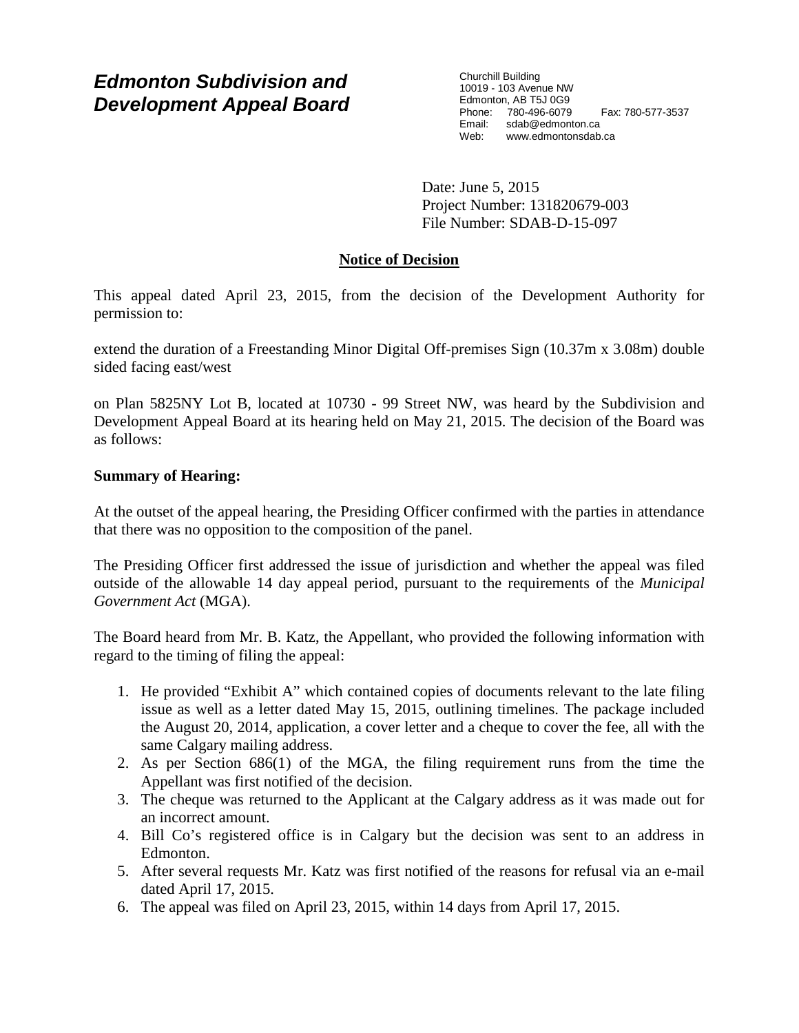# *Edmonton Subdivision and Development Appeal Board*

Churchill Building
10019 - 103 Avenue NW
Edmonton, AB T5J 0G9
Phone: 780-496-6079 Fax: 780-577-3537
Email: sdab@edmonton.ca
Web: www.edmontonsdab.ca

Date: June 5, 2015
Project Number: 131820679-003
File Number: SDAB-D-15-097

## Notice of Decision

This appeal dated April 23, 2015, from the decision of the Development Authority for permission to:

extend the duration of a Freestanding Minor Digital Off-premises Sign (10.37m x 3.08m) double sided facing east/west

on Plan 5825NY Lot B, located at 10730 - 99 Street NW, was heard by the Subdivision and Development Appeal Board at its hearing held on May 21, 2015. The decision of the Board was as follows:

**Summary of Hearing:**

At the outset of the appeal hearing, the Presiding Officer confirmed with the parties in attendance that there was no opposition to the composition of the panel.

The Presiding Officer first addressed the issue of jurisdiction and whether the appeal was filed outside of the allowable 14 day appeal period, pursuant to the requirements of the *Municipal Government Act* (MGA).

The Board heard from Mr. B. Katz, the Appellant, who provided the following information with regard to the timing of filing the appeal:

1. He provided "Exhibit A" which contained copies of documents relevant to the late filing issue as well as a letter dated May 15, 2015, outlining timelines. The package included the August 20, 2014, application, a cover letter and a cheque to cover the fee, all with the same Calgary mailing address.
2. As per Section 686(1) of the MGA, the filing requirement runs from the time the Appellant was first notified of the decision.
3. The cheque was returned to the Applicant at the Calgary address as it was made out for an incorrect amount.
4. Bill Co's registered office is in Calgary but the decision was sent to an address in Edmonton.
5. After several requests Mr. Katz was first notified of the reasons for refusal via an e-mail dated April 17, 2015.
6. The appeal was filed on April 23, 2015, within 14 days from April 17, 2015.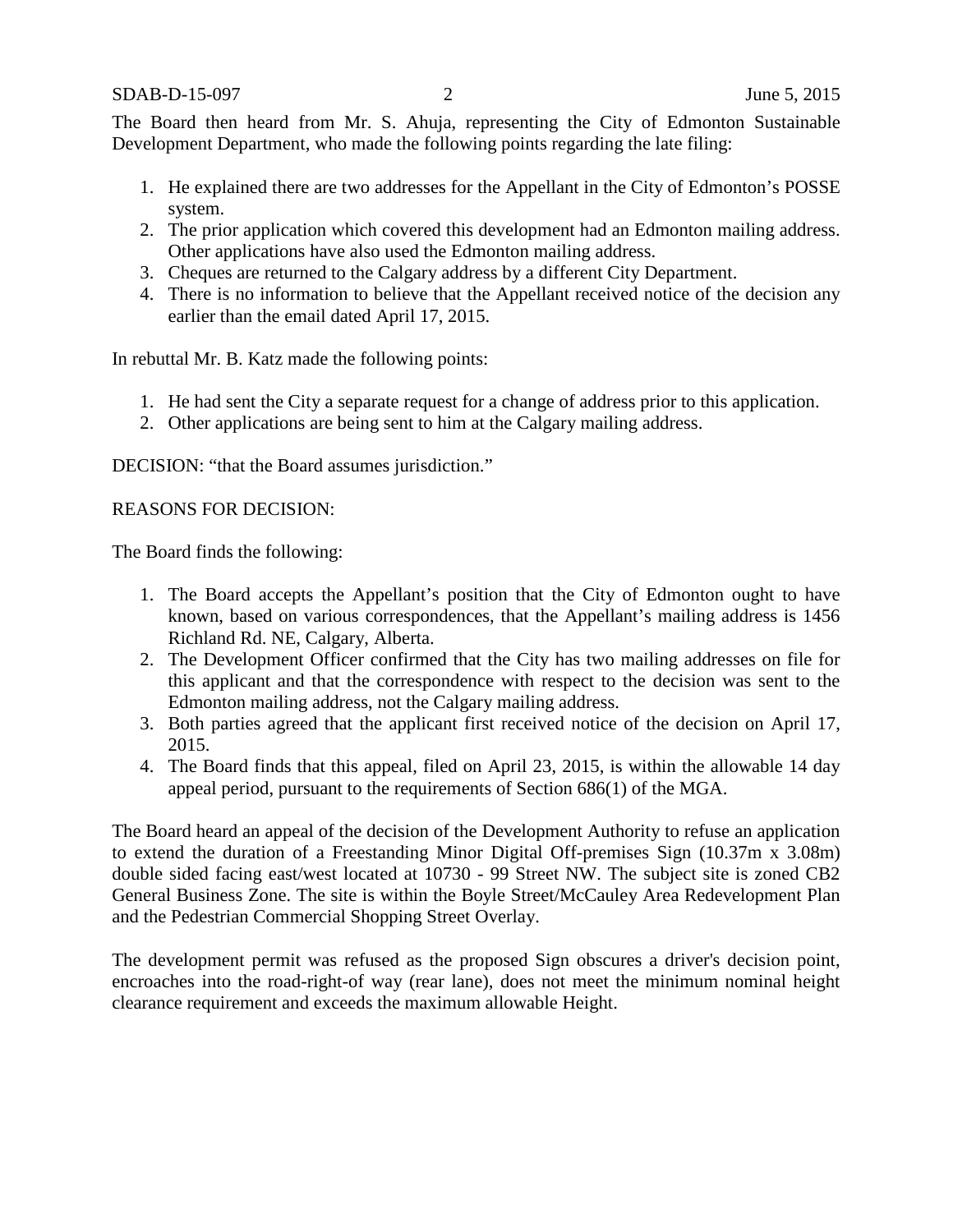The Board then heard from Mr. S. Ahuja, representing the City of Edmonton Sustainable Development Department, who made the following points regarding the late filing:

1. He explained there are two addresses for the Appellant in the City of Edmonton's POSSE system.
2. The prior application which covered this development had an Edmonton mailing address. Other applications have also used the Edmonton mailing address.
3. Cheques are returned to the Calgary address by a different City Department.
4. There is no information to believe that the Appellant received notice of the decision any earlier than the email dated April 17, 2015.

In rebuttal Mr. B. Katz made the following points:

1. He had sent the City a separate request for a change of address prior to this application.
2. Other applications are being sent to him at the Calgary mailing address.

DECISION: "that the Board assumes jurisdiction."

REASONS FOR DECISION:

The Board finds the following:

1. The Board accepts the Appellant's position that the City of Edmonton ought to have known, based on various correspondences, that the Appellant's mailing address is 1456 Richland Rd. NE, Calgary, Alberta.
2. The Development Officer confirmed that the City has two mailing addresses on file for this applicant and that the correspondence with respect to the decision was sent to the Edmonton mailing address, not the Calgary mailing address.
3. Both parties agreed that the applicant first received notice of the decision on April 17, 2015.
4. The Board finds that this appeal, filed on April 23, 2015, is within the allowable 14 day appeal period, pursuant to the requirements of Section 686(1) of the MGA.

The Board heard an appeal of the decision of the Development Authority to refuse an application to extend the duration of a Freestanding Minor Digital Off-premises Sign (10.37m x 3.08m) double sided facing east/west located at 10730 - 99 Street NW. The subject site is zoned CB2 General Business Zone. The site is within the Boyle Street/McCauley Area Redevelopment Plan and the Pedestrian Commercial Shopping Street Overlay.

The development permit was refused as the proposed Sign obscures a driver's decision point, encroaches into the road-right-of way (rear lane), does not meet the minimum nominal height clearance requirement and exceeds the maximum allowable Height.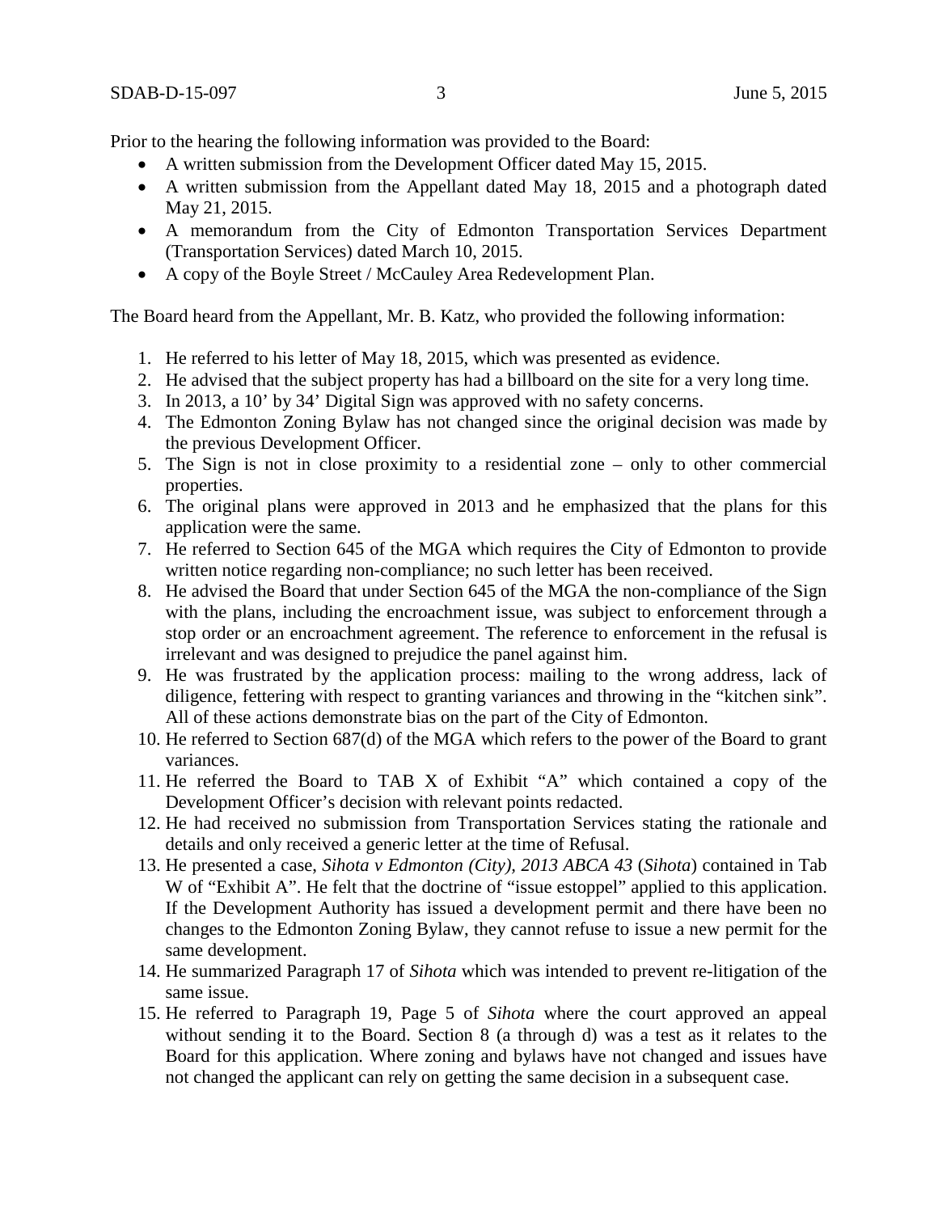Prior to the hearing the following information was provided to the Board:

- A written submission from the Development Officer dated May 15, 2015.
- A written submission from the Appellant dated May 18, 2015 and a photograph dated May 21, 2015.
- A memorandum from the City of Edmonton Transportation Services Department (Transportation Services) dated March 10, 2015.
- A copy of the Boyle Street / McCauley Area Redevelopment Plan.

The Board heard from the Appellant, Mr. B. Katz, who provided the following information:

1. He referred to his letter of May 18, 2015, which was presented as evidence.
2. He advised that the subject property has had a billboard on the site for a very long time.
3. In 2013, a 10' by 34' Digital Sign was approved with no safety concerns.
4. The Edmonton Zoning Bylaw has not changed since the original decision was made by the previous Development Officer.
5. The Sign is not in close proximity to a residential zone – only to other commercial properties.
6. The original plans were approved in 2013 and he emphasized that the plans for this application were the same.
7. He referred to Section 645 of the MGA which requires the City of Edmonton to provide written notice regarding non-compliance; no such letter has been received.
8. He advised the Board that under Section 645 of the MGA the non-compliance of the Sign with the plans, including the encroachment issue, was subject to enforcement through a stop order or an encroachment agreement. The reference to enforcement in the refusal is irrelevant and was designed to prejudice the panel against him.
9. He was frustrated by the application process: mailing to the wrong address, lack of diligence, fettering with respect to granting variances and throwing in the "kitchen sink". All of these actions demonstrate bias on the part of the City of Edmonton.
10. He referred to Section 687(d) of the MGA which refers to the power of the Board to grant variances.
11. He referred the Board to TAB X of Exhibit "A" which contained a copy of the Development Officer's decision with relevant points redacted.
12. He had received no submission from Transportation Services stating the rationale and details and only received a generic letter at the time of Refusal.
13. He presented a case, *Sihota v Edmonton (City), 2013 ABCA 43* (*Sihota*) contained in Tab W of "Exhibit A". He felt that the doctrine of "issue estoppel" applied to this application. If the Development Authority has issued a development permit and there have been no changes to the Edmonton Zoning Bylaw, they cannot refuse to issue a new permit for the same development.
14. He summarized Paragraph 17 of *Sihota* which was intended to prevent re-litigation of the same issue.
15. He referred to Paragraph 19, Page 5 of *Sihota* where the court approved an appeal without sending it to the Board. Section 8 (a through d) was a test as it relates to the Board for this application. Where zoning and bylaws have not changed and issues have not changed the applicant can rely on getting the same decision in a subsequent case.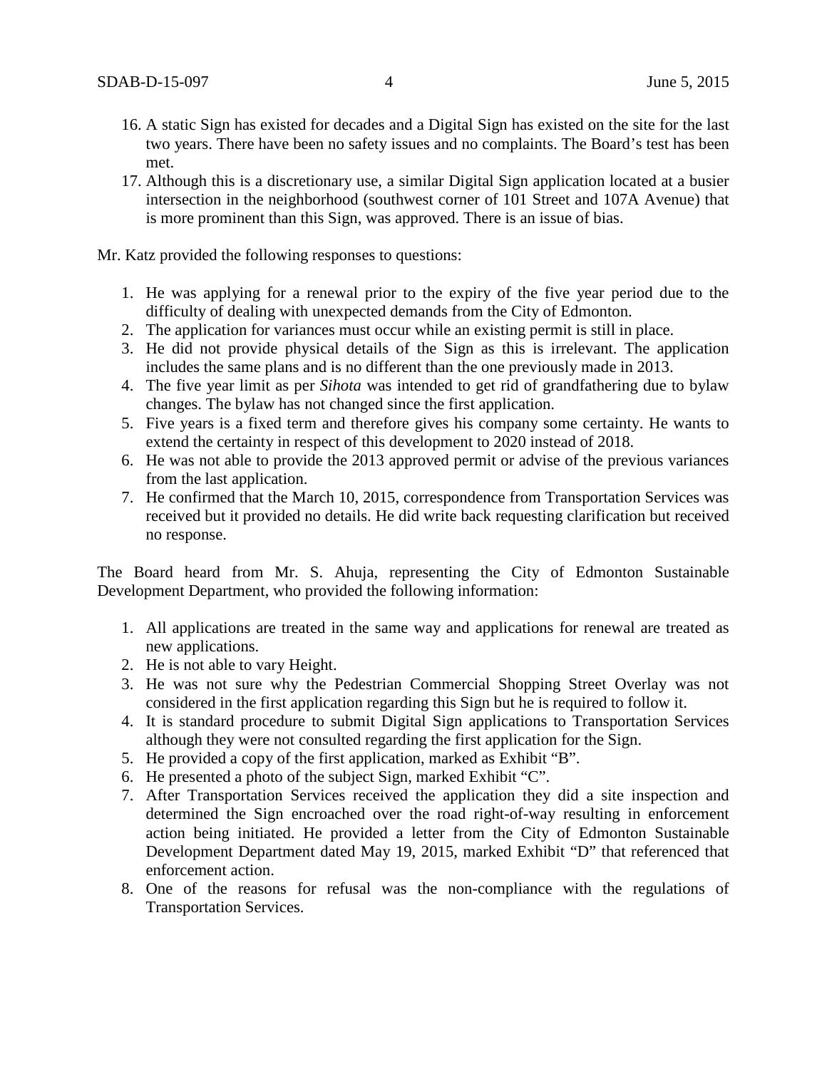16. A static Sign has existed for decades and a Digital Sign has existed on the site for the last two years. There have been no safety issues and no complaints. The Board's test has been met.
17. Although this is a discretionary use, a similar Digital Sign application located at a busier intersection in the neighborhood (southwest corner of 101 Street and 107A Avenue) that is more prominent than this Sign, was approved. There is an issue of bias.

Mr. Katz provided the following responses to questions:

1. He was applying for a renewal prior to the expiry of the five year period due to the difficulty of dealing with unexpected demands from the City of Edmonton.
2. The application for variances must occur while an existing permit is still in place.
3. He did not provide physical details of the Sign as this is irrelevant. The application includes the same plans and is no different than the one previously made in 2013.
4. The five year limit as per *Sihota* was intended to get rid of grandfathering due to bylaw changes. The bylaw has not changed since the first application.
5. Five years is a fixed term and therefore gives his company some certainty. He wants to extend the certainty in respect of this development to 2020 instead of 2018.
6. He was not able to provide the 2013 approved permit or advise of the previous variances from the last application.
7. He confirmed that the March 10, 2015, correspondence from Transportation Services was received but it provided no details. He did write back requesting clarification but received no response.

The Board heard from Mr. S. Ahuja, representing the City of Edmonton Sustainable Development Department, who provided the following information:

1. All applications are treated in the same way and applications for renewal are treated as new applications.
2. He is not able to vary Height.
3. He was not sure why the Pedestrian Commercial Shopping Street Overlay was not considered in the first application regarding this Sign but he is required to follow it.
4. It is standard procedure to submit Digital Sign applications to Transportation Services although they were not consulted regarding the first application for the Sign.
5. He provided a copy of the first application, marked as Exhibit "B".
6. He presented a photo of the subject Sign, marked Exhibit "C".
7. After Transportation Services received the application they did a site inspection and determined the Sign encroached over the road right-of-way resulting in enforcement action being initiated. He provided a letter from the City of Edmonton Sustainable Development Department dated May 19, 2015, marked Exhibit "D" that referenced that enforcement action.
8. One of the reasons for refusal was the non-compliance with the regulations of Transportation Services.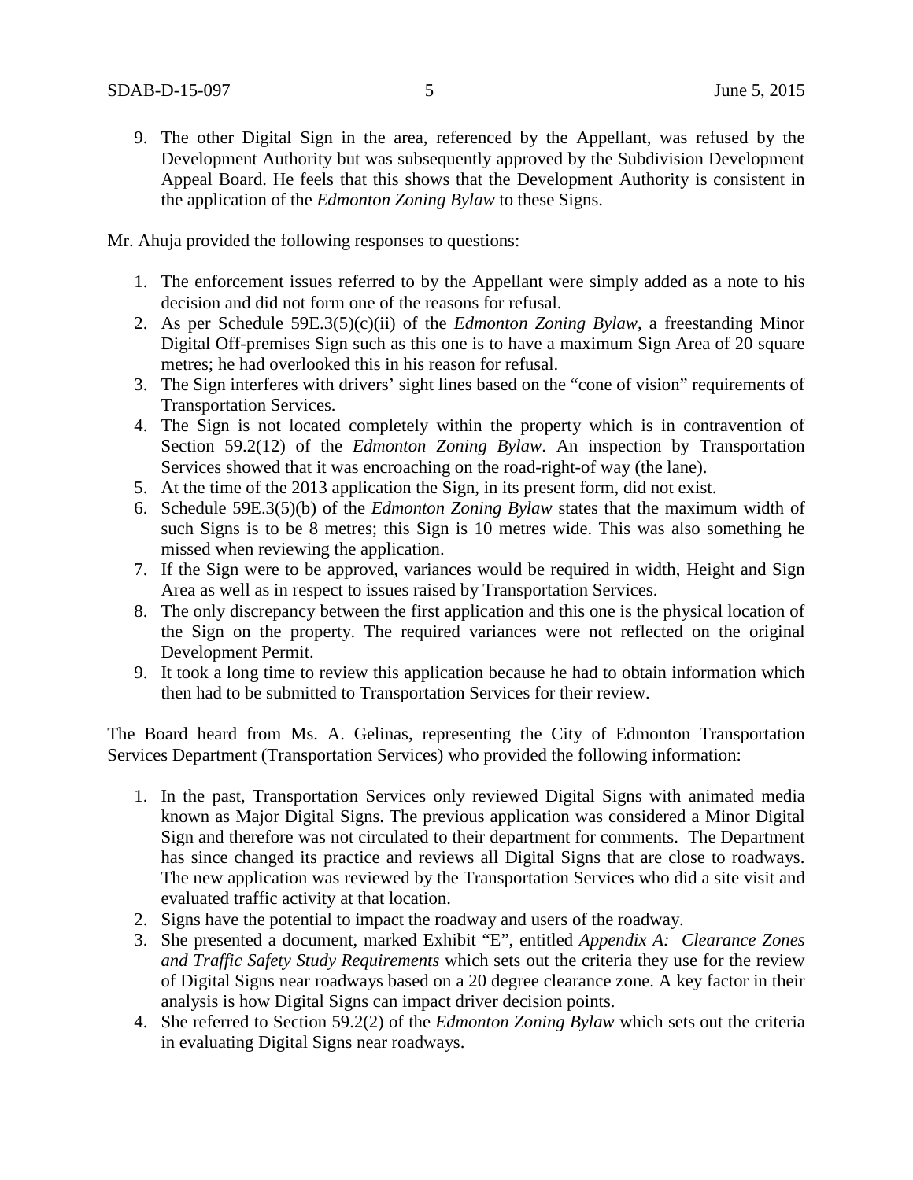9. The other Digital Sign in the area, referenced by the Appellant, was refused by the Development Authority but was subsequently approved by the Subdivision Development Appeal Board. He feels that this shows that the Development Authority is consistent in the application of the *Edmonton Zoning Bylaw* to these Signs.

Mr. Ahuja provided the following responses to questions:

1. The enforcement issues referred to by the Appellant were simply added as a note to his decision and did not form one of the reasons for refusal.
2. As per Schedule 59E.3(5)(c)(ii) of the *Edmonton Zoning Bylaw*, a freestanding Minor Digital Off-premises Sign such as this one is to have a maximum Sign Area of 20 square metres; he had overlooked this in his reason for refusal.
3. The Sign interferes with drivers' sight lines based on the "cone of vision" requirements of Transportation Services.
4. The Sign is not located completely within the property which is in contravention of Section 59.2(12) of the *Edmonton Zoning Bylaw*. An inspection by Transportation Services showed that it was encroaching on the road-right-of way (the lane).
5. At the time of the 2013 application the Sign, in its present form, did not exist.
6. Schedule 59E.3(5)(b) of the *Edmonton Zoning Bylaw* states that the maximum width of such Signs is to be 8 metres; this Sign is 10 metres wide. This was also something he missed when reviewing the application.
7. If the Sign were to be approved, variances would be required in width, Height and Sign Area as well as in respect to issues raised by Transportation Services.
8. The only discrepancy between the first application and this one is the physical location of the Sign on the property. The required variances were not reflected on the original Development Permit.
9. It took a long time to review this application because he had to obtain information which then had to be submitted to Transportation Services for their review.

The Board heard from Ms. A. Gelinas, representing the City of Edmonton Transportation Services Department (Transportation Services) who provided the following information:

1. In the past, Transportation Services only reviewed Digital Signs with animated media known as Major Digital Signs. The previous application was considered a Minor Digital Sign and therefore was not circulated to their department for comments. The Department has since changed its practice and reviews all Digital Signs that are close to roadways. The new application was reviewed by the Transportation Services who did a site visit and evaluated traffic activity at that location.
2. Signs have the potential to impact the roadway and users of the roadway.
3. She presented a document, marked Exhibit "E", entitled *Appendix A: Clearance Zones and Traffic Safety Study Requirements* which sets out the criteria they use for the review of Digital Signs near roadways based on a 20 degree clearance zone. A key factor in their analysis is how Digital Signs can impact driver decision points.
4. She referred to Section 59.2(2) of the *Edmonton Zoning Bylaw* which sets out the criteria in evaluating Digital Signs near roadways.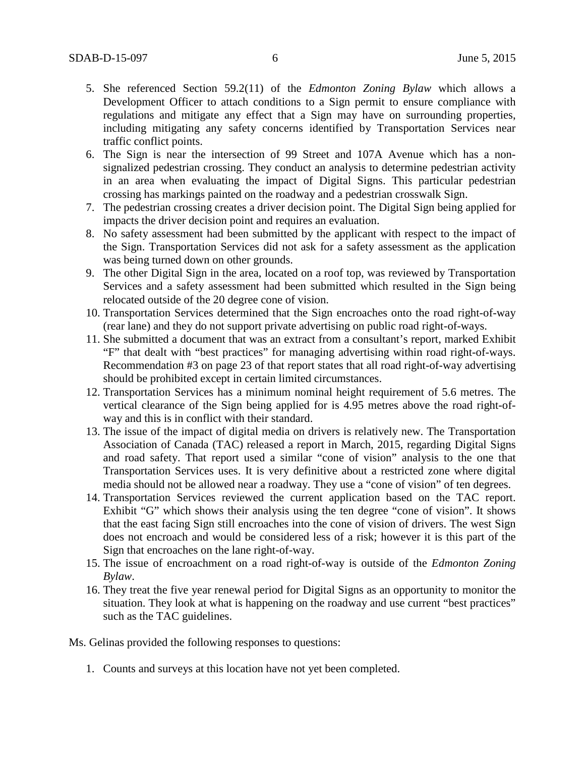5. She referenced Section 59.2(11) of the *Edmonton Zoning Bylaw* which allows a Development Officer to attach conditions to a Sign permit to ensure compliance with regulations and mitigate any effect that a Sign may have on surrounding properties, including mitigating any safety concerns identified by Transportation Services near traffic conflict points.
6. The Sign is near the intersection of 99 Street and 107A Avenue which has a non-signalized pedestrian crossing. They conduct an analysis to determine pedestrian activity in an area when evaluating the impact of Digital Signs. This particular pedestrian crossing has markings painted on the roadway and a pedestrian crosswalk Sign.
7. The pedestrian crossing creates a driver decision point. The Digital Sign being applied for impacts the driver decision point and requires an evaluation.
8. No safety assessment had been submitted by the applicant with respect to the impact of the Sign. Transportation Services did not ask for a safety assessment as the application was being turned down on other grounds.
9. The other Digital Sign in the area, located on a roof top, was reviewed by Transportation Services and a safety assessment had been submitted which resulted in the Sign being relocated outside of the 20 degree cone of vision.
10. Transportation Services determined that the Sign encroaches onto the road right-of-way (rear lane) and they do not support private advertising on public road right-of-ways.
11. She submitted a document that was an extract from a consultant's report, marked Exhibit "F" that dealt with "best practices" for managing advertising within road right-of-ways. Recommendation #3 on page 23 of that report states that all road right-of-way advertising should be prohibited except in certain limited circumstances.
12. Transportation Services has a minimum nominal height requirement of 5.6 metres. The vertical clearance of the Sign being applied for is 4.95 metres above the road right-of-way and this is in conflict with their standard.
13. The issue of the impact of digital media on drivers is relatively new. The Transportation Association of Canada (TAC) released a report in March, 2015, regarding Digital Signs and road safety. That report used a similar "cone of vision" analysis to the one that Transportation Services uses. It is very definitive about a restricted zone where digital media should not be allowed near a roadway. They use a "cone of vision" of ten degrees.
14. Transportation Services reviewed the current application based on the TAC report. Exhibit "G" which shows their analysis using the ten degree "cone of vision". It shows that the east facing Sign still encroaches into the cone of vision of drivers. The west Sign does not encroach and would be considered less of a risk; however it is this part of the Sign that encroaches on the lane right-of-way.
15. The issue of encroachment on a road right-of-way is outside of the *Edmonton Zoning Bylaw*.
16. They treat the five year renewal period for Digital Signs as an opportunity to monitor the situation. They look at what is happening on the roadway and use current "best practices" such as the TAC guidelines.

Ms. Gelinas provided the following responses to questions:

1. Counts and surveys at this location have not yet been completed.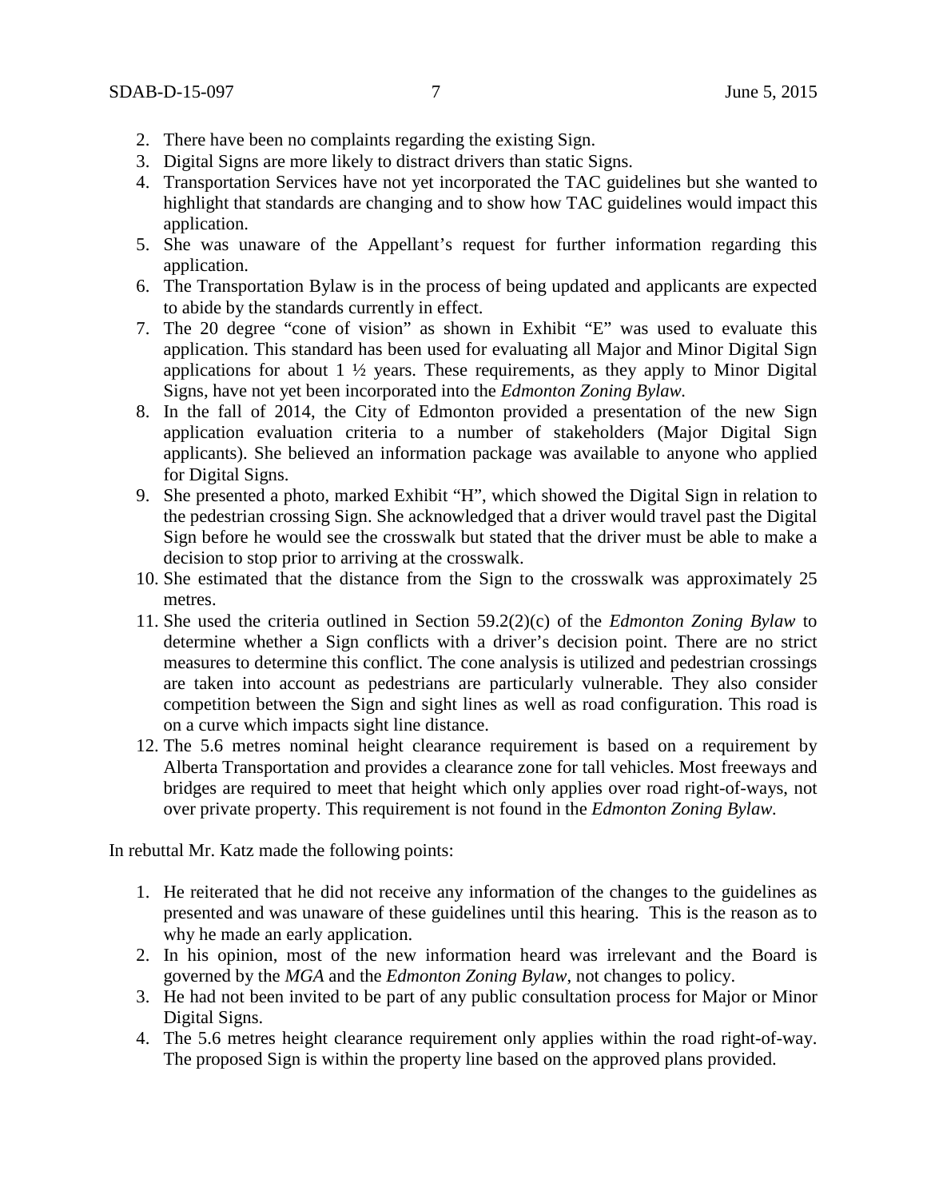2. There have been no complaints regarding the existing Sign.
3. Digital Signs are more likely to distract drivers than static Signs.
4. Transportation Services have not yet incorporated the TAC guidelines but she wanted to highlight that standards are changing and to show how TAC guidelines would impact this application.
5. She was unaware of the Appellant's request for further information regarding this application.
6. The Transportation Bylaw is in the process of being updated and applicants are expected to abide by the standards currently in effect.
7. The 20 degree "cone of vision" as shown in Exhibit "E" was used to evaluate this application. This standard has been used for evaluating all Major and Minor Digital Sign applications for about 1 ½ years. These requirements, as they apply to Minor Digital Signs, have not yet been incorporated into the *Edmonton Zoning Bylaw*.
8. In the fall of 2014, the City of Edmonton provided a presentation of the new Sign application evaluation criteria to a number of stakeholders (Major Digital Sign applicants). She believed an information package was available to anyone who applied for Digital Signs.
9. She presented a photo, marked Exhibit "H", which showed the Digital Sign in relation to the pedestrian crossing Sign. She acknowledged that a driver would travel past the Digital Sign before he would see the crosswalk but stated that the driver must be able to make a decision to stop prior to arriving at the crosswalk.
10. She estimated that the distance from the Sign to the crosswalk was approximately 25 metres.
11. She used the criteria outlined in Section 59.2(2)(c) of the *Edmonton Zoning Bylaw* to determine whether a Sign conflicts with a driver's decision point. There are no strict measures to determine this conflict. The cone analysis is utilized and pedestrian crossings are taken into account as pedestrians are particularly vulnerable. They also consider competition between the Sign and sight lines as well as road configuration. This road is on a curve which impacts sight line distance.
12. The 5.6 metres nominal height clearance requirement is based on a requirement by Alberta Transportation and provides a clearance zone for tall vehicles. Most freeways and bridges are required to meet that height which only applies over road right-of-ways, not over private property. This requirement is not found in the *Edmonton Zoning Bylaw*.

In rebuttal Mr. Katz made the following points:

1. He reiterated that he did not receive any information of the changes to the guidelines as presented and was unaware of these guidelines until this hearing. This is the reason as to why he made an early application.
2. In his opinion, most of the new information heard was irrelevant and the Board is governed by the *MGA* and the *Edmonton Zoning Bylaw*, not changes to policy.
3. He had not been invited to be part of any public consultation process for Major or Minor Digital Signs.
4. The 5.6 metres height clearance requirement only applies within the road right-of-way. The proposed Sign is within the property line based on the approved plans provided.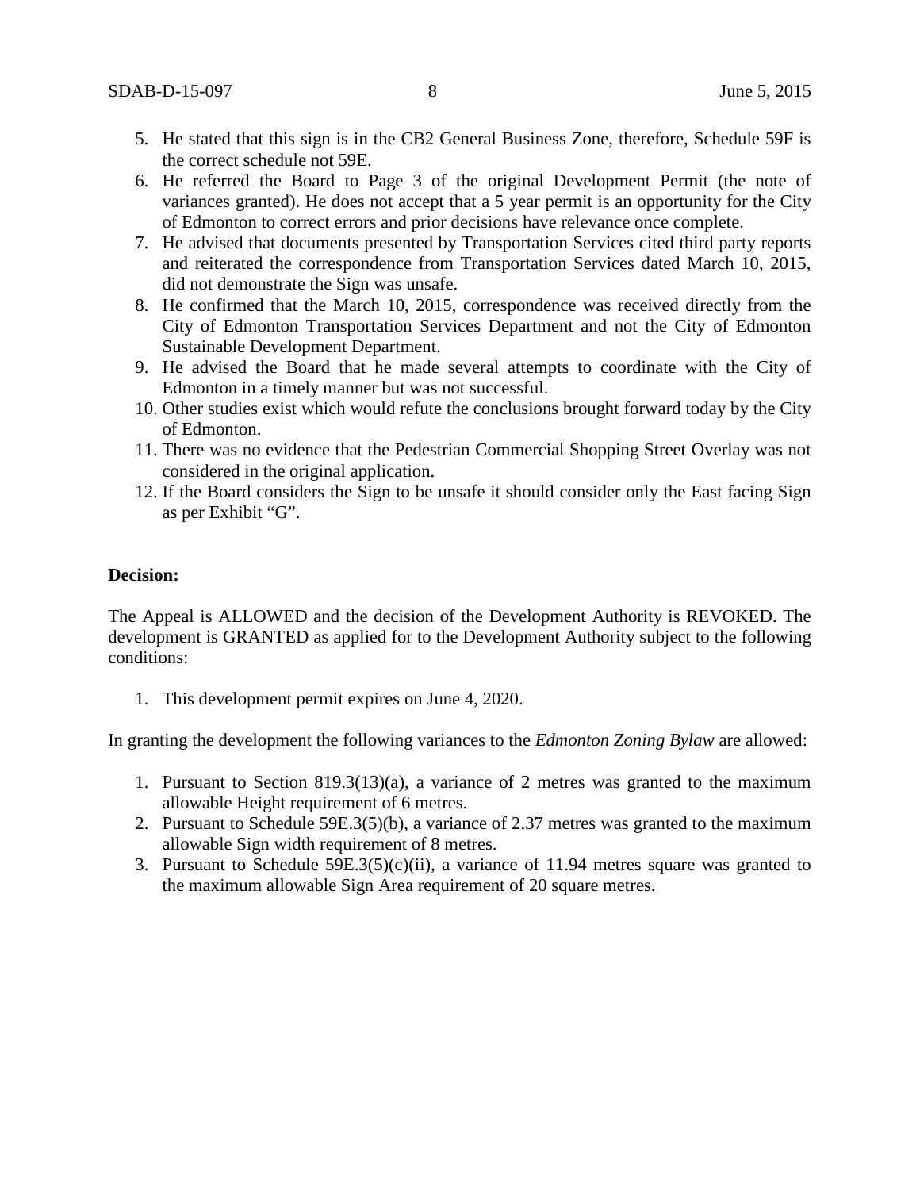5. He stated that this sign is in the CB2 General Business Zone, therefore, Schedule 59F is the correct schedule not 59E.
6. He referred the Board to Page 3 of the original Development Permit (the note of variances granted). He does not accept that a 5 year permit is an opportunity for the City of Edmonton to correct errors and prior decisions have relevance once complete.
7. He advised that documents presented by Transportation Services cited third party reports and reiterated the correspondence from Transportation Services dated March 10, 2015, did not demonstrate the Sign was unsafe.
8. He confirmed that the March 10, 2015, correspondence was received directly from the City of Edmonton Transportation Services Department and not the City of Edmonton Sustainable Development Department.
9. He advised the Board that he made several attempts to coordinate with the City of Edmonton in a timely manner but was not successful.
10. Other studies exist which would refute the conclusions brought forward today by the City of Edmonton.
11. There was no evidence that the Pedestrian Commercial Shopping Street Overlay was not considered in the original application.
12. If the Board considers the Sign to be unsafe it should consider only the East facing Sign as per Exhibit "G".

**Decision:**

The Appeal is ALLOWED and the decision of the Development Authority is REVOKED. The development is GRANTED as applied for to the Development Authority subject to the following conditions:

1. This development permit expires on June 4, 2020.

In granting the development the following variances to the *Edmonton Zoning Bylaw* are allowed:

1. Pursuant to Section 819.3(13)(a), a variance of 2 metres was granted to the maximum allowable Height requirement of 6 metres.
2. Pursuant to Schedule 59E.3(5)(b), a variance of 2.37 metres was granted to the maximum allowable Sign width requirement of 8 metres.
3. Pursuant to Schedule 59E.3(5)(c)(ii), a variance of 11.94 metres square was granted to the maximum allowable Sign Area requirement of 20 square metres.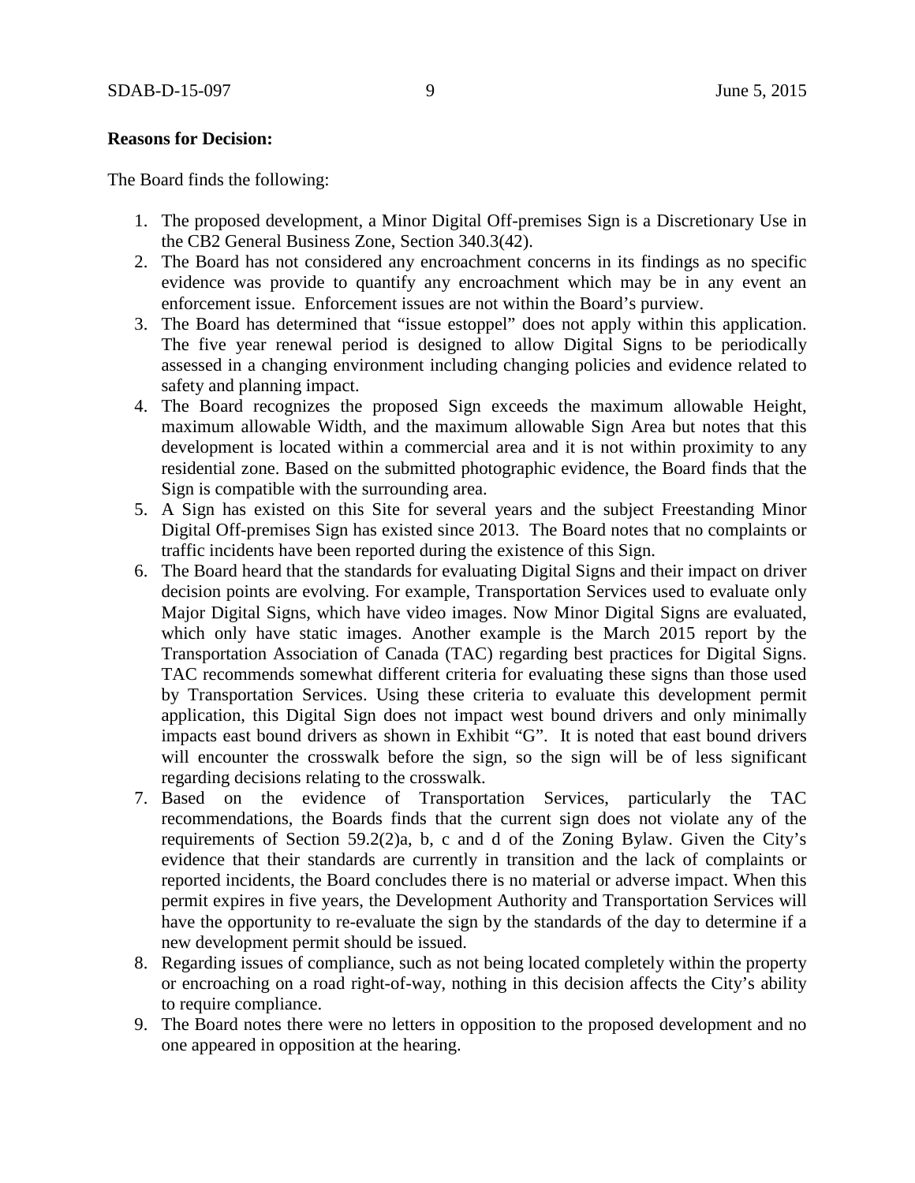**Reasons for Decision:**

The Board finds the following:

1. The proposed development, a Minor Digital Off-premises Sign is a Discretionary Use in the CB2 General Business Zone, Section 340.3(42).
2. The Board has not considered any encroachment concerns in its findings as no specific evidence was provide to quantify any encroachment which may be in any event an enforcement issue. Enforcement issues are not within the Board's purview.
3. The Board has determined that "issue estoppel" does not apply within this application. The five year renewal period is designed to allow Digital Signs to be periodically assessed in a changing environment including changing policies and evidence related to safety and planning impact.
4. The Board recognizes the proposed Sign exceeds the maximum allowable Height, maximum allowable Width, and the maximum allowable Sign Area but notes that this development is located within a commercial area and it is not within proximity to any residential zone. Based on the submitted photographic evidence, the Board finds that the Sign is compatible with the surrounding area.
5. A Sign has existed on this Site for several years and the subject Freestanding Minor Digital Off-premises Sign has existed since 2013. The Board notes that no complaints or traffic incidents have been reported during the existence of this Sign.
6. The Board heard that the standards for evaluating Digital Signs and their impact on driver decision points are evolving. For example, Transportation Services used to evaluate only Major Digital Signs, which have video images. Now Minor Digital Signs are evaluated, which only have static images. Another example is the March 2015 report by the Transportation Association of Canada (TAC) regarding best practices for Digital Signs. TAC recommends somewhat different criteria for evaluating these signs than those used by Transportation Services. Using these criteria to evaluate this development permit application, this Digital Sign does not impact west bound drivers and only minimally impacts east bound drivers as shown in Exhibit "G". It is noted that east bound drivers will encounter the crosswalk before the sign, so the sign will be of less significant regarding decisions relating to the crosswalk.
7. Based on the evidence of Transportation Services, particularly the TAC recommendations, the Boards finds that the current sign does not violate any of the requirements of Section 59.2(2)a, b, c and d of the Zoning Bylaw. Given the City's evidence that their standards are currently in transition and the lack of complaints or reported incidents, the Board concludes there is no material or adverse impact. When this permit expires in five years, the Development Authority and Transportation Services will have the opportunity to re-evaluate the sign by the standards of the day to determine if a new development permit should be issued.
8. Regarding issues of compliance, such as not being located completely within the property or encroaching on a road right-of-way, nothing in this decision affects the City's ability to require compliance.
9. The Board notes there were no letters in opposition to the proposed development and no one appeared in opposition at the hearing.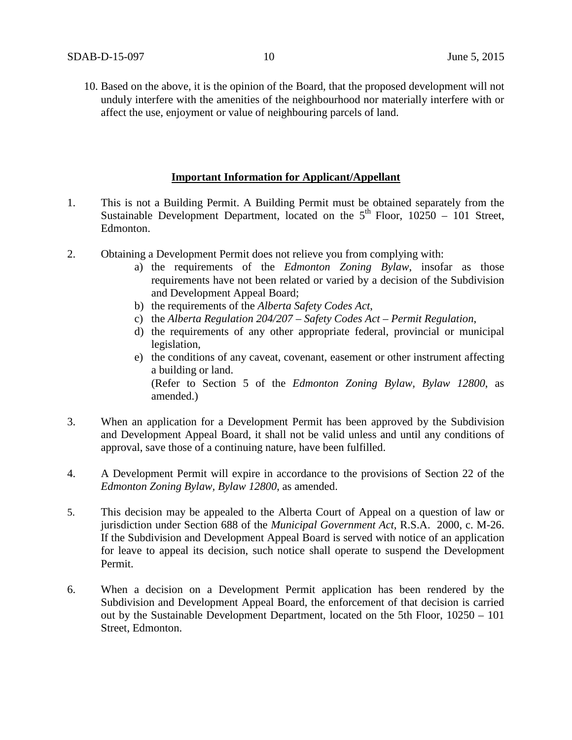10. Based on the above, it is the opinion of the Board, that the proposed development will not unduly interfere with the amenities of the neighbourhood nor materially interfere with or affect the use, enjoyment or value of neighbouring parcels of land.

**Important Information for Applicant/Appellant**

1. This is not a Building Permit. A Building Permit must be obtained separately from the Sustainable Development Department, located on the 5th Floor, 10250 – 101 Street, Edmonton.

2. Obtaining a Development Permit does not relieve you from complying with:
   a) the requirements of the *Edmonton Zoning Bylaw*, insofar as those requirements have not been related or varied by a decision of the Subdivision and Development Appeal Board;
   b) the requirements of the *Alberta Safety Codes Act*,
   c) the *Alberta Regulation 204/207 – Safety Codes Act – Permit Regulation*,
   d) the requirements of any other appropriate federal, provincial or municipal legislation,
   e) the conditions of any caveat, covenant, easement or other instrument affecting a building or land.
   (Refer to Section 5 of the *Edmonton Zoning Bylaw, Bylaw 12800*, as amended.)

3. When an application for a Development Permit has been approved by the Subdivision and Development Appeal Board, it shall not be valid unless and until any conditions of approval, save those of a continuing nature, have been fulfilled.

4. A Development Permit will expire in accordance to the provisions of Section 22 of the *Edmonton Zoning Bylaw, Bylaw 12800*, as amended.

5. This decision may be appealed to the Alberta Court of Appeal on a question of law or jurisdiction under Section 688 of the *Municipal Government Act*, R.S.A. 2000, c. M-26. If the Subdivision and Development Appeal Board is served with notice of an application for leave to appeal its decision, such notice shall operate to suspend the Development Permit.

6. When a decision on a Development Permit application has been rendered by the Subdivision and Development Appeal Board, the enforcement of that decision is carried out by the Sustainable Development Department, located on the 5th Floor, 10250 – 101 Street, Edmonton.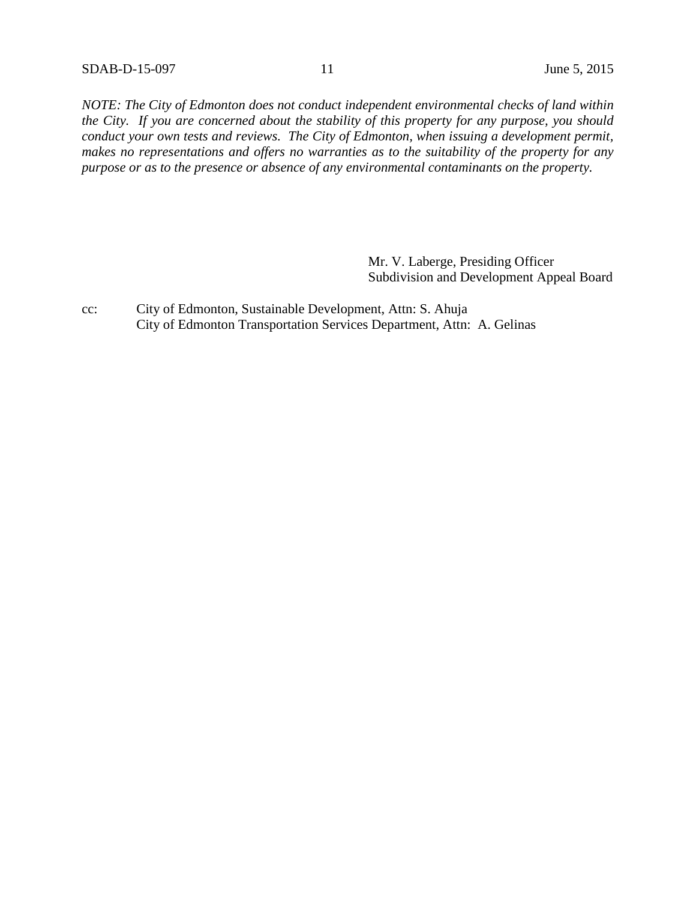*NOTE: The City of Edmonton does not conduct independent environmental checks of land within the City. If you are concerned about the stability of this property for any purpose, you should conduct your own tests and reviews. The City of Edmonton, when issuing a development permit, makes no representations and offers no warranties as to the suitability of the property for any purpose or as to the presence or absence of any environmental contaminants on the property.*

Mr. V. Laberge, Presiding Officer
Subdivision and Development Appeal Board

cc: City of Edmonton, Sustainable Development, Attn: S. Ahuja
City of Edmonton Transportation Services Department, Attn: A. Gelinas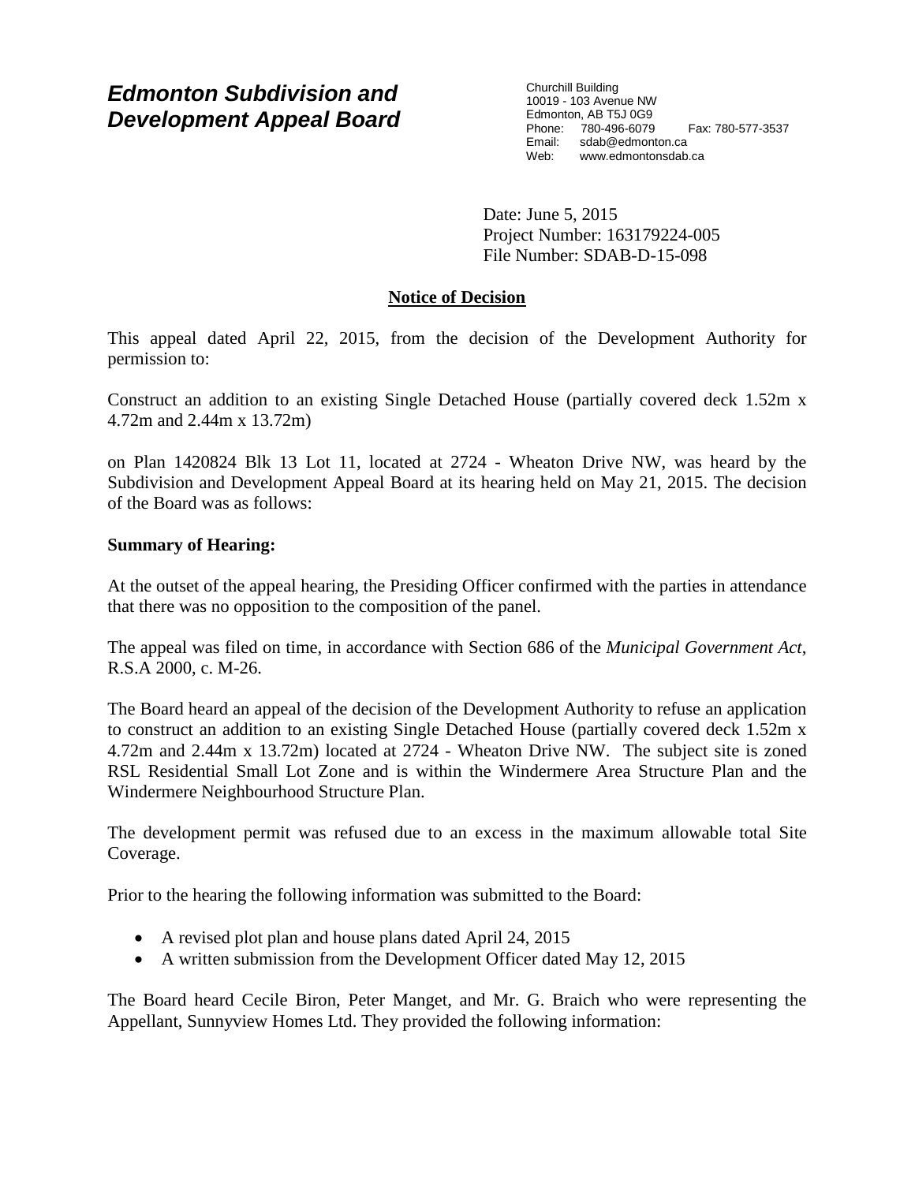# Edmonton Subdivision and Development Appeal Board

Churchill Building
10019 - 103 Avenue NW
Edmonton, AB T5J 0G9
Phone: 780-496-6079 Fax: 780-577-3537
Email: sdab@edmonton.ca
Web: www.edmontonsdab.ca

Date: June 5, 2015
Project Number: 163179224-005
File Number: SDAB-D-15-098

**Notice of Decision**

This appeal dated April 22, 2015, from the decision of the Development Authority for permission to:

Construct an addition to an existing Single Detached House (partially covered deck 1.52m x 4.72m and 2.44m x 13.72m)

on Plan 1420824 Blk 13 Lot 11, located at 2724 - Wheaton Drive NW, was heard by the Subdivision and Development Appeal Board at its hearing held on May 21, 2015. The decision of the Board was as follows:

**Summary of Hearing:**

At the outset of the appeal hearing, the Presiding Officer confirmed with the parties in attendance that there was no opposition to the composition of the panel.

The appeal was filed on time, in accordance with Section 686 of the *Municipal Government Act*, R.S.A 2000, c. M-26.

The Board heard an appeal of the decision of the Development Authority to refuse an application to construct an addition to an existing Single Detached House (partially covered deck 1.52m x 4.72m and 2.44m x 13.72m) located at 2724 - Wheaton Drive NW. The subject site is zoned RSL Residential Small Lot Zone and is within the Windermere Area Structure Plan and the Windermere Neighbourhood Structure Plan.

The development permit was refused due to an excess in the maximum allowable total Site Coverage.

Prior to the hearing the following information was submitted to the Board:

- A revised plot plan and house plans dated April 24, 2015
- A written submission from the Development Officer dated May 12, 2015

The Board heard Cecile Biron, Peter Manget, and Mr. G. Braich who were representing the Appellant, Sunnyview Homes Ltd. They provided the following information: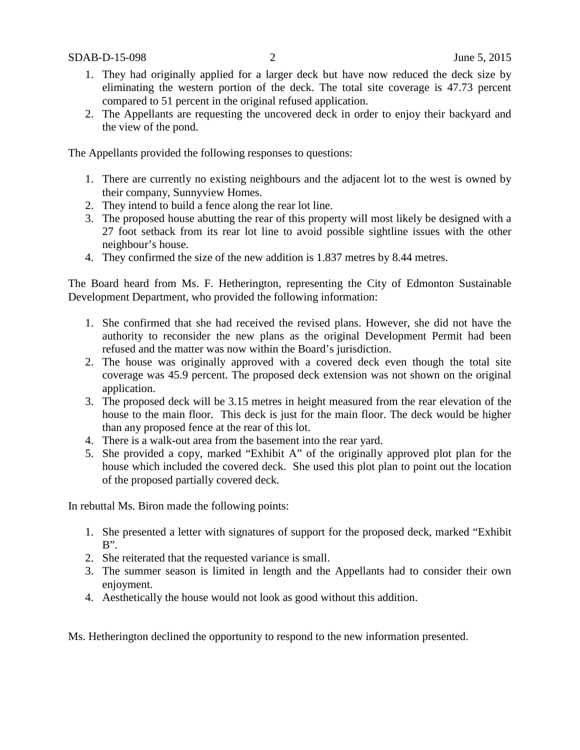1. They had originally applied for a larger deck but have now reduced the deck size by eliminating the western portion of the deck. The total site coverage is 47.73 percent compared to 51 percent in the original refused application.
2. The Appellants are requesting the uncovered deck in order to enjoy their backyard and the view of the pond.

The Appellants provided the following responses to questions:

1. There are currently no existing neighbours and the adjacent lot to the west is owned by their company, Sunnyview Homes.
2. They intend to build a fence along the rear lot line.
3. The proposed house abutting the rear of this property will most likely be designed with a 27 foot setback from its rear lot line to avoid possible sightline issues with the other neighbour's house.
4. They confirmed the size of the new addition is 1.837 metres by 8.44 metres.

The Board heard from Ms. F. Hetherington, representing the City of Edmonton Sustainable Development Department, who provided the following information:

1. She confirmed that she had received the revised plans. However, she did not have the authority to reconsider the new plans as the original Development Permit had been refused and the matter was now within the Board's jurisdiction.
2. The house was originally approved with a covered deck even though the total site coverage was 45.9 percent. The proposed deck extension was not shown on the original application.
3. The proposed deck will be 3.15 metres in height measured from the rear elevation of the house to the main floor. This deck is just for the main floor. The deck would be higher than any proposed fence at the rear of this lot.
4. There is a walk-out area from the basement into the rear yard.
5. She provided a copy, marked "Exhibit A" of the originally approved plot plan for the house which included the covered deck. She used this plot plan to point out the location of the proposed partially covered deck.

In rebuttal Ms. Biron made the following points:

1. She presented a letter with signatures of support for the proposed deck, marked "Exhibit B".
2. She reiterated that the requested variance is small.
3. The summer season is limited in length and the Appellants had to consider their own enjoyment.
4. Aesthetically the house would not look as good without this addition.

Ms. Hetherington declined the opportunity to respond to the new information presented.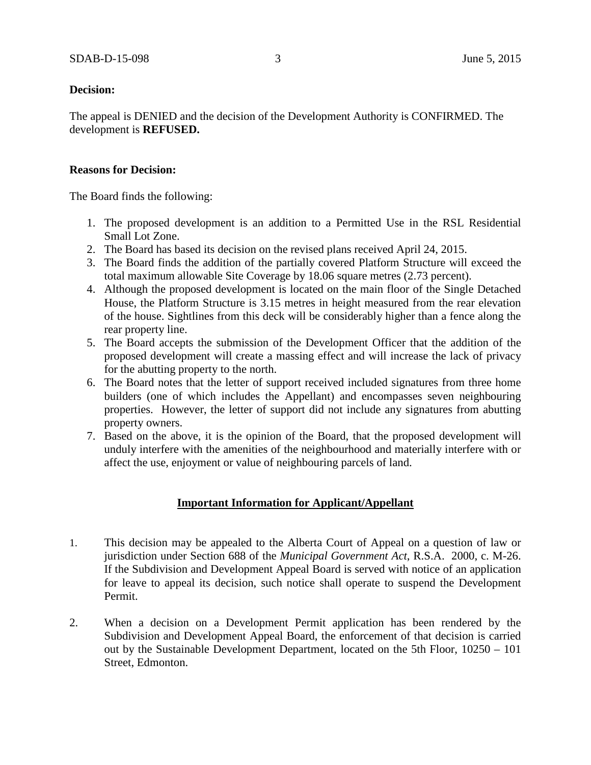**Decision:**

The appeal is DENIED and the decision of the Development Authority is CONFIRMED. The development is **REFUSED.**

**Reasons for Decision:**

The Board finds the following:

1. The proposed development is an addition to a Permitted Use in the RSL Residential Small Lot Zone.
2. The Board has based its decision on the revised plans received April 24, 2015.
3. The Board finds the addition of the partially covered Platform Structure will exceed the total maximum allowable Site Coverage by 18.06 square metres (2.73 percent).
4. Although the proposed development is located on the main floor of the Single Detached House, the Platform Structure is 3.15 metres in height measured from the rear elevation of the house. Sightlines from this deck will be considerably higher than a fence along the rear property line.
5. The Board accepts the submission of the Development Officer that the addition of the proposed development will create a massing effect and will increase the lack of privacy for the abutting property to the north.
6. The Board notes that the letter of support received included signatures from three home builders (one of which includes the Appellant) and encompasses seven neighbouring properties. However, the letter of support did not include any signatures from abutting property owners.
7. Based on the above, it is the opinion of the Board, that the proposed development will unduly interfere with the amenities of the neighbourhood and materially interfere with or affect the use, enjoyment or value of neighbouring parcels of land.

**Important Information for Applicant/Appellant**

1. This decision may be appealed to the Alberta Court of Appeal on a question of law or jurisdiction under Section 688 of the *Municipal Government Act*, R.S.A. 2000, c. M-26. If the Subdivision and Development Appeal Board is served with notice of an application for leave to appeal its decision, such notice shall operate to suspend the Development Permit.

2. When a decision on a Development Permit application has been rendered by the Subdivision and Development Appeal Board, the enforcement of that decision is carried out by the Sustainable Development Department, located on the 5th Floor, 10250 – 101 Street, Edmonton.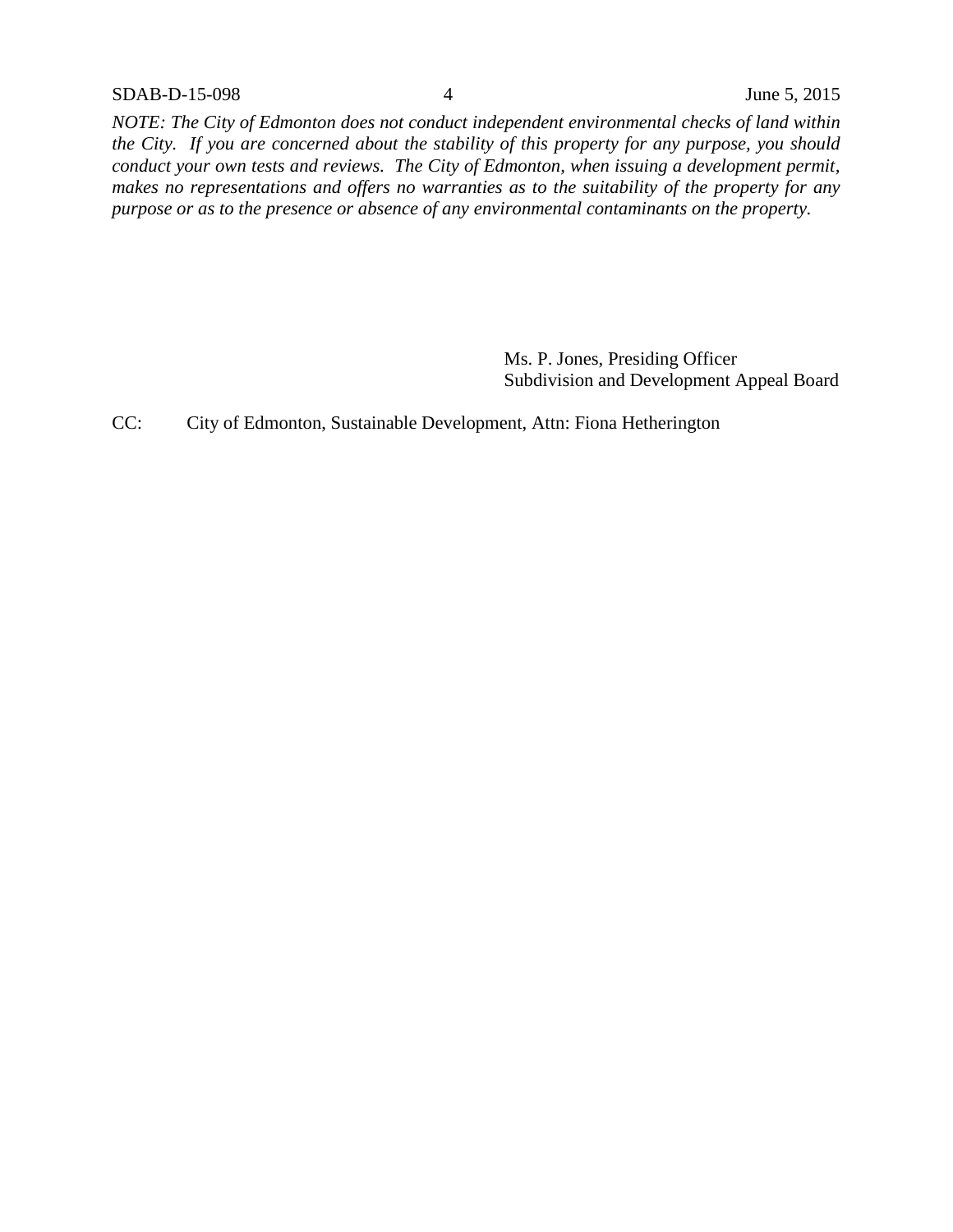*NOTE: The City of Edmonton does not conduct independent environmental checks of land within the City. If you are concerned about the stability of this property for any purpose, you should conduct your own tests and reviews. The City of Edmonton, when issuing a development permit, makes no representations and offers no warranties as to the suitability of the property for any purpose or as to the presence or absence of any environmental contaminants on the property.*

Ms. P. Jones, Presiding Officer
Subdivision and Development Appeal Board

CC: City of Edmonton, Sustainable Development, Attn: Fiona Hetherington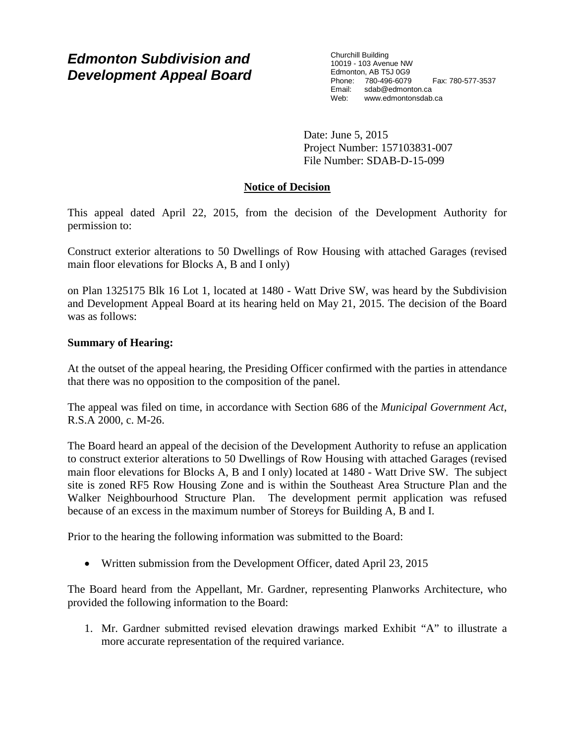# *Edmonton Subdivision and Development Appeal Board*

Churchill Building
10019 - 103 Avenue NW
Edmonton, AB T5J 0G9
Phone: 780-496-6079 Fax: 780-577-3537
Email: sdab@edmonton.ca
Web: www.edmontonsdab.ca

Date: June 5, 2015
Project Number: 157103831-007
File Number: SDAB-D-15-099

## Notice of Decision

This appeal dated April 22, 2015, from the decision of the Development Authority for permission to:

Construct exterior alterations to 50 Dwellings of Row Housing with attached Garages (revised main floor elevations for Blocks A, B and I only)

on Plan 1325175 Blk 16 Lot 1, located at 1480 - Watt Drive SW, was heard by the Subdivision and Development Appeal Board at its hearing held on May 21, 2015. The decision of the Board was as follows:

**Summary of Hearing:**

At the outset of the appeal hearing, the Presiding Officer confirmed with the parties in attendance that there was no opposition to the composition of the panel.

The appeal was filed on time, in accordance with Section 686 of the *Municipal Government Act*, R.S.A 2000, c. M-26.

The Board heard an appeal of the decision of the Development Authority to refuse an application to construct exterior alterations to 50 Dwellings of Row Housing with attached Garages (revised main floor elevations for Blocks A, B and I only) located at 1480 - Watt Drive SW. The subject site is zoned RF5 Row Housing Zone and is within the Southeast Area Structure Plan and the Walker Neighbourhood Structure Plan. The development permit application was refused because of an excess in the maximum number of Storeys for Building A, B and I.

Prior to the hearing the following information was submitted to the Board:

- Written submission from the Development Officer, dated April 23, 2015

The Board heard from the Appellant, Mr. Gardner, representing Planworks Architecture, who provided the following information to the Board:

1. Mr. Gardner submitted revised elevation drawings marked Exhibit "A" to illustrate a more accurate representation of the required variance.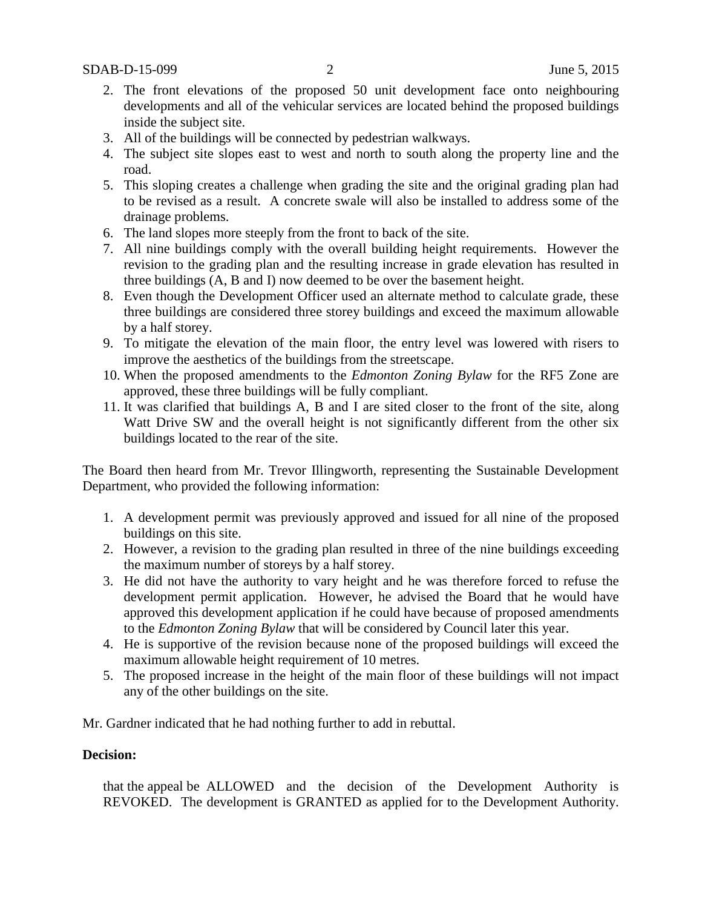2. The front elevations of the proposed 50 unit development face onto neighbouring developments and all of the vehicular services are located behind the proposed buildings inside the subject site.
3. All of the buildings will be connected by pedestrian walkways.
4. The subject site slopes east to west and north to south along the property line and the road.
5. This sloping creates a challenge when grading the site and the original grading plan had to be revised as a result. A concrete swale will also be installed to address some of the drainage problems.
6. The land slopes more steeply from the front to back of the site.
7. All nine buildings comply with the overall building height requirements. However the revision to the grading plan and the resulting increase in grade elevation has resulted in three buildings (A, B and I) now deemed to be over the basement height.
8. Even though the Development Officer used an alternate method to calculate grade, these three buildings are considered three storey buildings and exceed the maximum allowable by a half storey.
9. To mitigate the elevation of the main floor, the entry level was lowered with risers to improve the aesthetics of the buildings from the streetscape.
10. When the proposed amendments to the *Edmonton Zoning Bylaw* for the RF5 Zone are approved, these three buildings will be fully compliant.
11. It was clarified that buildings A, B and I are sited closer to the front of the site, along Watt Drive SW and the overall height is not significantly different from the other six buildings located to the rear of the site.

The Board then heard from Mr. Trevor Illingworth, representing the Sustainable Development Department, who provided the following information:

1. A development permit was previously approved and issued for all nine of the proposed buildings on this site.
2. However, a revision to the grading plan resulted in three of the nine buildings exceeding the maximum number of storeys by a half storey.
3. He did not have the authority to vary height and he was therefore forced to refuse the development permit application. However, he advised the Board that he would have approved this development application if he could have because of proposed amendments to the *Edmonton Zoning Bylaw* that will be considered by Council later this year.
4. He is supportive of the revision because none of the proposed buildings will exceed the maximum allowable height requirement of 10 metres.
5. The proposed increase in the height of the main floor of these buildings will not impact any of the other buildings on the site.

Mr. Gardner indicated that he had nothing further to add in rebuttal.

**Decision:**

that the appeal be ALLOWED and the decision of the Development Authority is REVOKED. The development is GRANTED as applied for to the Development Authority.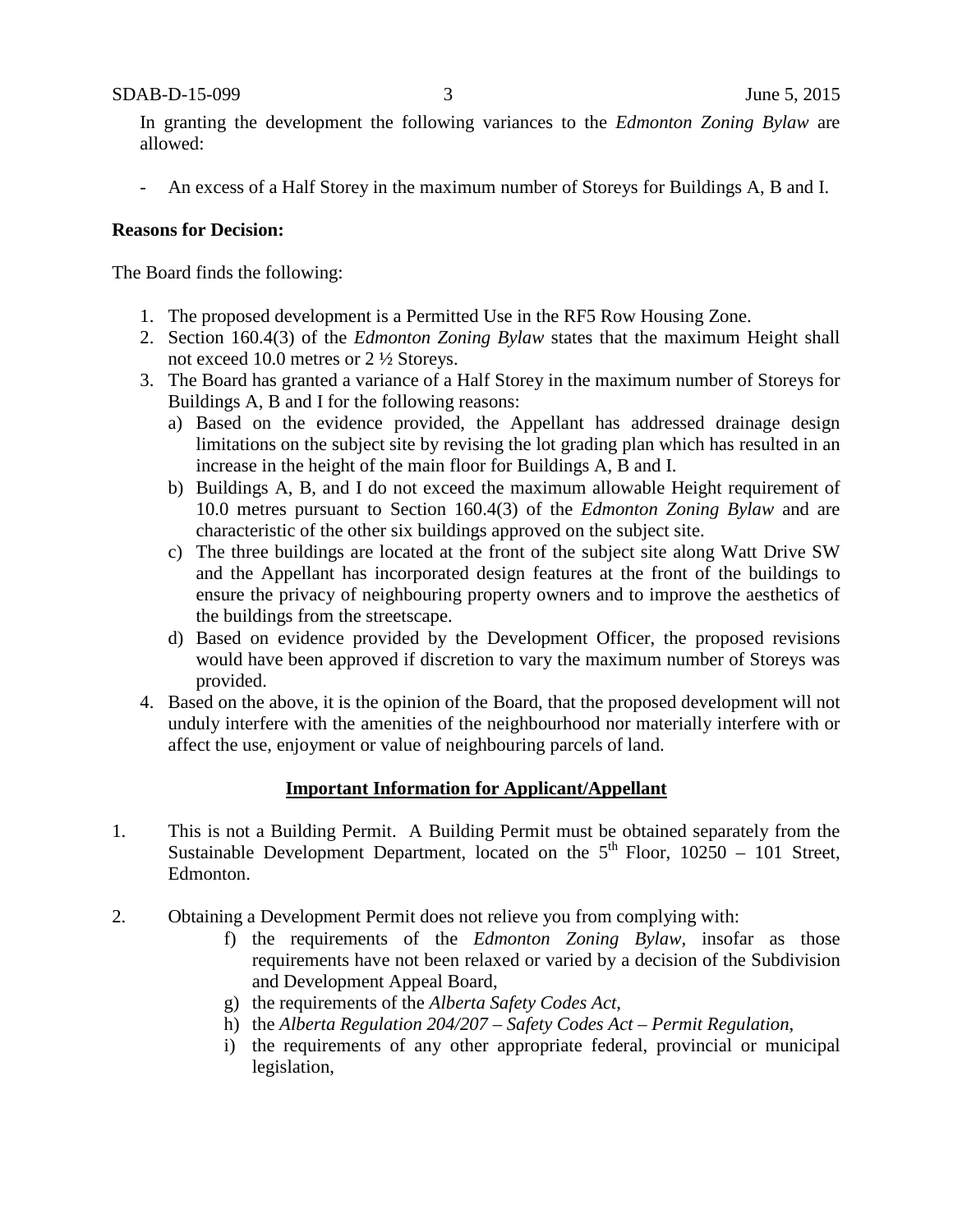In granting the development the following variances to the *Edmonton Zoning Bylaw* are allowed:

- An excess of a Half Storey in the maximum number of Storeys for Buildings A, B and I.

**Reasons for Decision:**

The Board finds the following:

1. The proposed development is a Permitted Use in the RF5 Row Housing Zone.
2. Section 160.4(3) of the *Edmonton Zoning Bylaw* states that the maximum Height shall not exceed 10.0 metres or 2 ½ Storeys.
3. The Board has granted a variance of a Half Storey in the maximum number of Storeys for Buildings A, B and I for the following reasons:
   a) Based on the evidence provided, the Appellant has addressed drainage design limitations on the subject site by revising the lot grading plan which has resulted in an increase in the height of the main floor for Buildings A, B and I.
   b) Buildings A, B, and I do not exceed the maximum allowable Height requirement of 10.0 metres pursuant to Section 160.4(3) of the *Edmonton Zoning Bylaw* and are characteristic of the other six buildings approved on the subject site.
   c) The three buildings are located at the front of the subject site along Watt Drive SW and the Appellant has incorporated design features at the front of the buildings to ensure the privacy of neighbouring property owners and to improve the aesthetics of the buildings from the streetscape.
   d) Based on evidence provided by the Development Officer, the proposed revisions would have been approved if discretion to vary the maximum number of Storeys was provided.
4. Based on the above, it is the opinion of the Board, that the proposed development will not unduly interfere with the amenities of the neighbourhood nor materially interfere with or affect the use, enjoyment or value of neighbouring parcels of land.

**Important Information for Applicant/Appellant**

1. This is not a Building Permit. A Building Permit must be obtained separately from the Sustainable Development Department, located on the 5th Floor, 10250 – 101 Street, Edmonton.

2. Obtaining a Development Permit does not relieve you from complying with:
   f) the requirements of the *Edmonton Zoning Bylaw*, insofar as those requirements have not been relaxed or varied by a decision of the Subdivision and Development Appeal Board,
   g) the requirements of the *Alberta Safety Codes Act*,
   h) the *Alberta Regulation 204/207 – Safety Codes Act – Permit Regulation*,
   i) the requirements of any other appropriate federal, provincial or municipal legislation,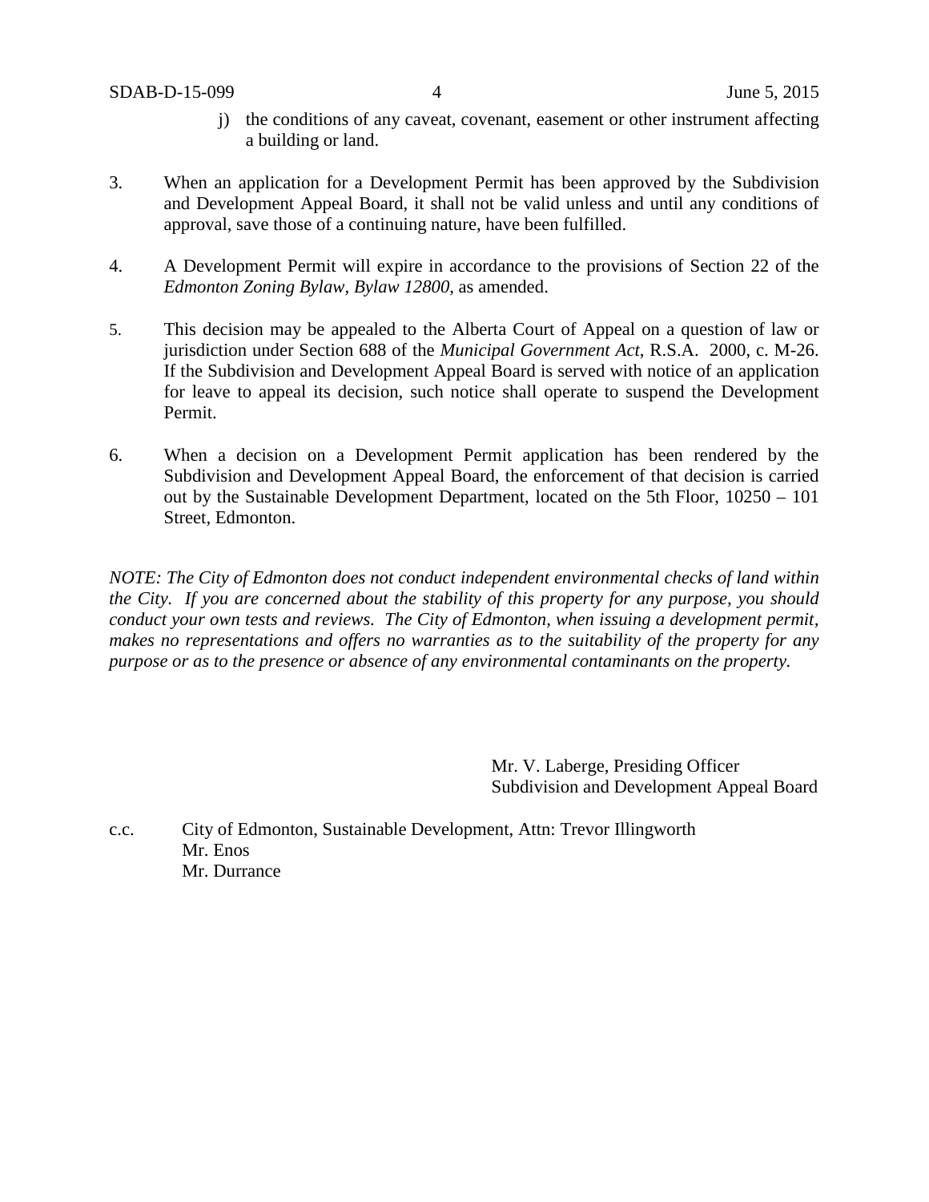j) the conditions of any caveat, covenant, easement or other instrument affecting a building or land.

3. When an application for a Development Permit has been approved by the Subdivision and Development Appeal Board, it shall not be valid unless and until any conditions of approval, save those of a continuing nature, have been fulfilled.

4. A Development Permit will expire in accordance to the provisions of Section 22 of the *Edmonton Zoning Bylaw, Bylaw 12800*, as amended.

5. This decision may be appealed to the Alberta Court of Appeal on a question of law or jurisdiction under Section 688 of the *Municipal Government Act*, R.S.A. 2000, c. M-26. If the Subdivision and Development Appeal Board is served with notice of an application for leave to appeal its decision, such notice shall operate to suspend the Development Permit.

6. When a decision on a Development Permit application has been rendered by the Subdivision and Development Appeal Board, the enforcement of that decision is carried out by the Sustainable Development Department, located on the 5th Floor, 10250 – 101 Street, Edmonton.

*NOTE: The City of Edmonton does not conduct independent environmental checks of land within the City. If you are concerned about the stability of this property for any purpose, you should conduct your own tests and reviews. The City of Edmonton, when issuing a development permit, makes no representations and offers no warranties as to the suitability of the property for any purpose or as to the presence or absence of any environmental contaminants on the property.*

Mr. V. Laberge, Presiding Officer
Subdivision and Development Appeal Board

c.c. City of Edmonton, Sustainable Development, Attn: Trevor Illingworth
Mr. Enos
Mr. Durrance